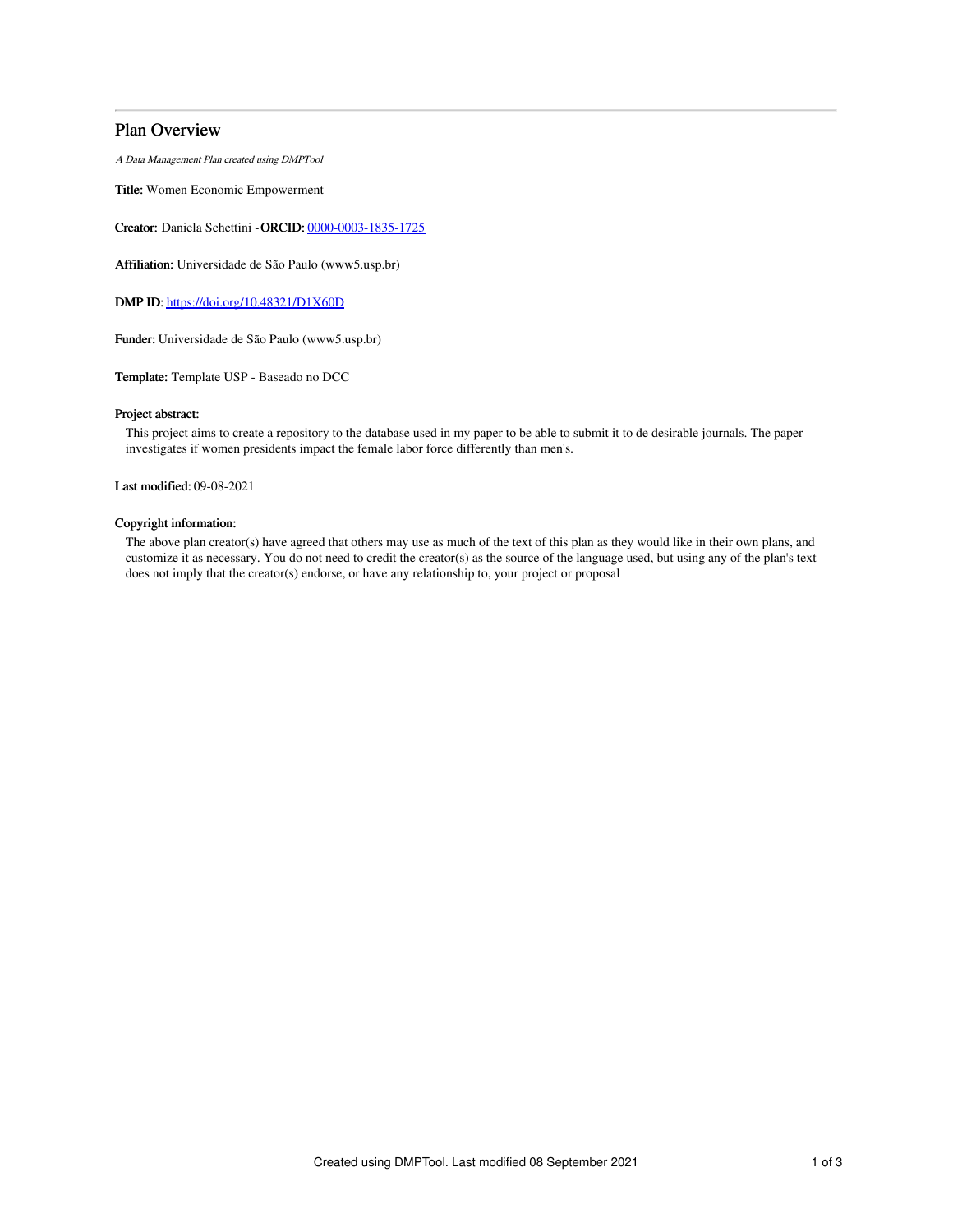# Plan Overview

*A Data Management Plan created using DMPTool*

**Title:** Women Economic Empowerment

**Creator:** Daniela Schettini -**ORCID:** [0000-0003-1835-1725](https://orcid.org/0000-0003-1835-1725)

**Affiliation:** Universidade de São Paulo (www5.usp.br)

**DMP ID:** [https://doi.org/10.48321/D1X60D](https://doi.org/10.48321/D1X60D)

**Funder:** Universidade de São Paulo (www5.usp.br)

**Template:** Template USP - Baseado no DCC

**Project abstract:**

This project aims to create a repository to the database used in my paper to be able to submit it to de desirable journals. The paper investigates if women presidents impact the female labor force differently than men's.

**Last modified:** 09-08-2021

**Copyright information:**

The above plan creator(s) have agreed that others may use as much of the text of this plan as they would like in their own plans, and customize it as necessary. You do not need to credit the creator(s) as the source of the language used, but using any of the plan's text does not imply that the creator(s) endorse, or have any relationship to, your project or proposal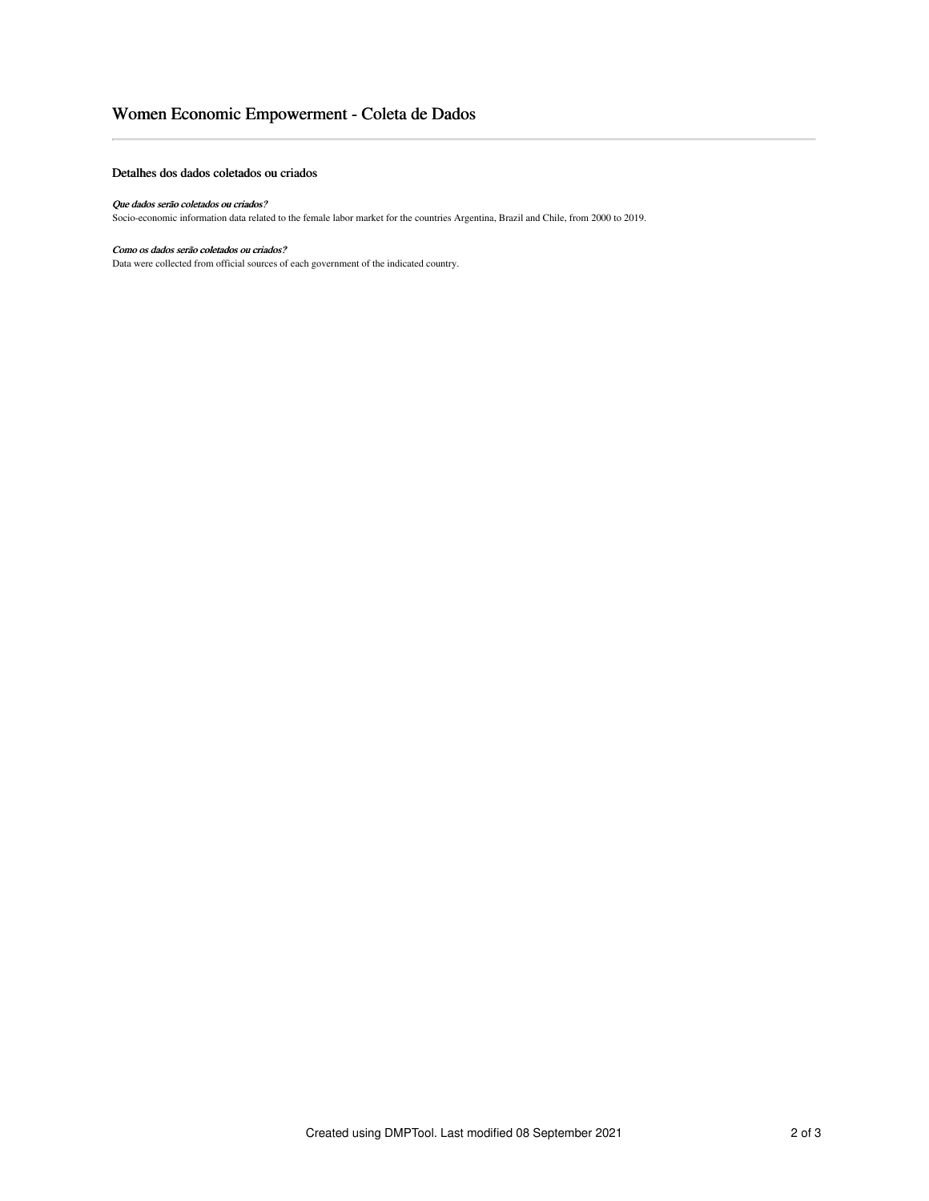# Women Economic Empowerment - Coleta de Dados

## Detalhes dos dados coletados ou criados

***Que dados serão coletados ou criados?***

Socio-economic information data related to the female labor market for the countries Argentina, Brazil and Chile, from 2000 to 2019.

***Como os dados serão coletados ou criados?***

Data were collected from official sources of each government of the indicated country.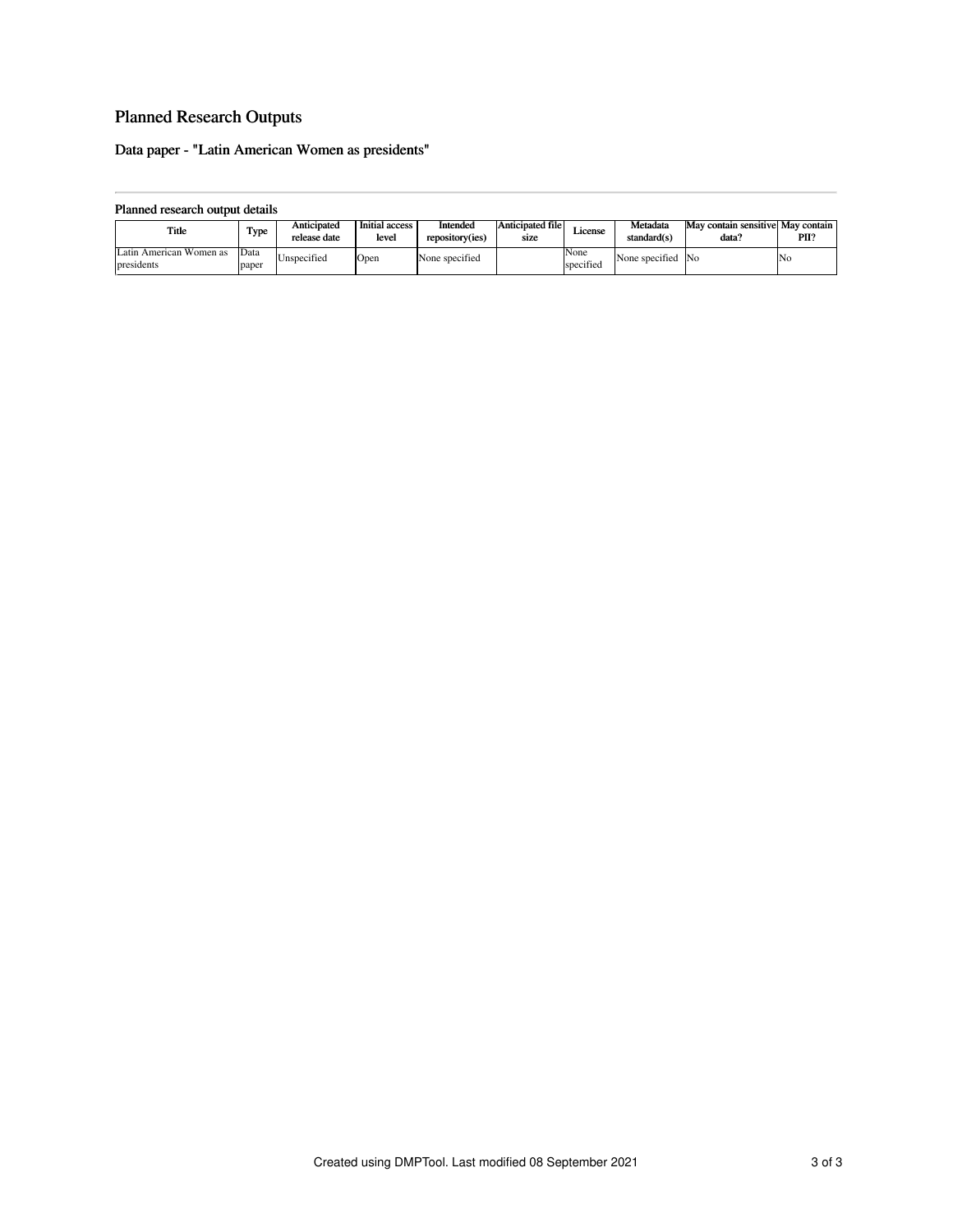# Planned Research Outputs

## Data paper - "Latin American Women as presidents"

### Planned research output details

| Title | Type | Anticipated release date | Initial access level | Intended repository(ies) | Anticipated file size | License | Metadata standard(s) | May contain sensitive data? | May contain PII? |
|---|---|---|---|---|---|---|---|---|---|
| Latin American Women as presidents | Data paper | Unspecified | Open | None specified | | None specified | None specified | No | No |